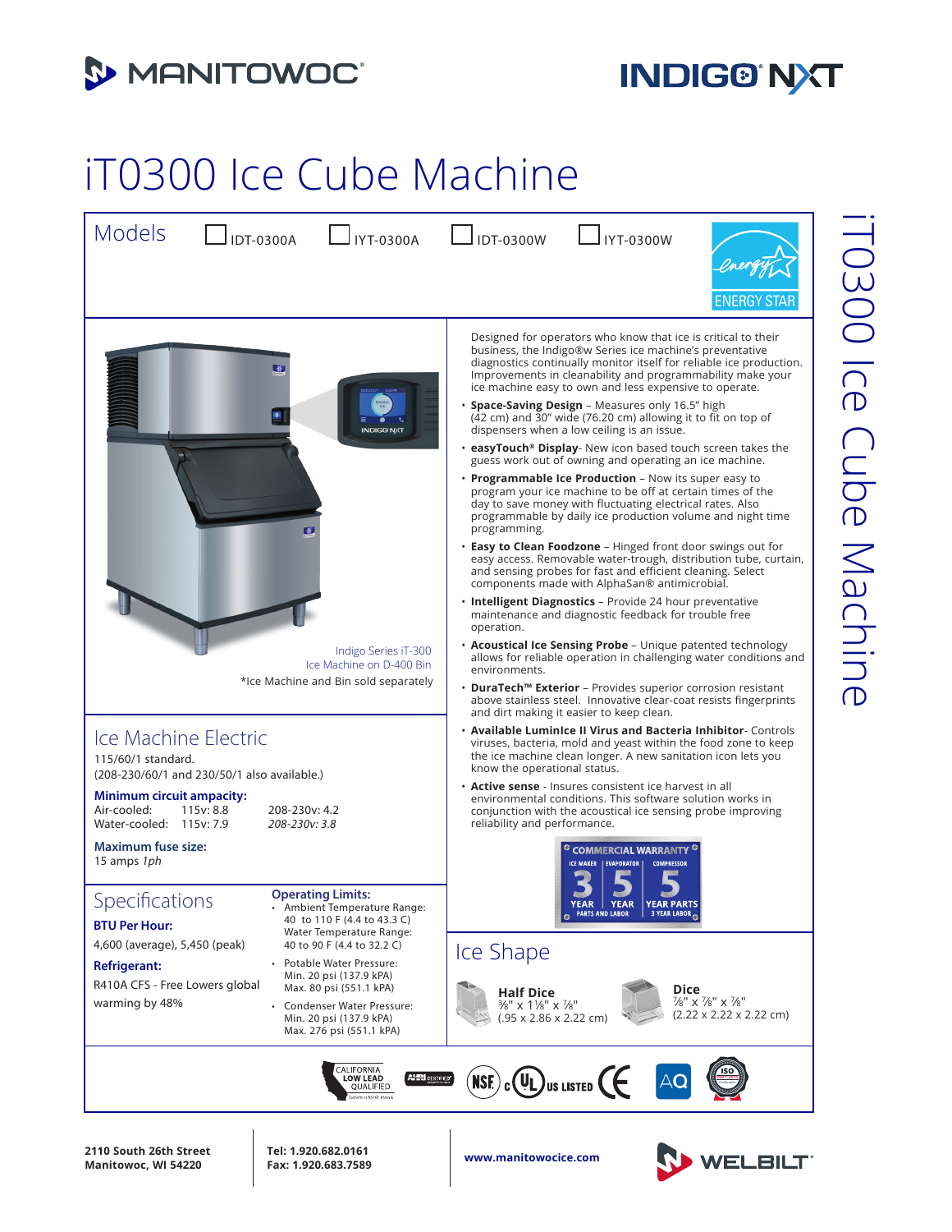# iT0300 Ice Cube Machine

## Models

- ☐ IDT-0300A
- ☐ IYT-0300A
- ☐ IDT-0300W
- ☐ IYT-0300W

ENERGY STAR

Indigo Series iT-300
Ice Machine on D-400 Bin

*Ice Machine and Bin sold separately

Designed for operators who know that ice is critical to their business, the Indigo®w Series ice machine's preventative diagnostics continually monitor itself for reliable ice production. Improvements in cleanability and programmability make your ice machine easy to own and less expensive to operate.

- **Space-Saving Design** – Measures only 16.5" high (42 cm) and 30" wide (76.20 cm) allowing it to fit on top of dispensers when a low ceiling is an issue.
- **easyTouch® Display**- New icon based touch screen takes the guess work out of owning and operating an ice machine.
- **Programmable Ice Production** – Now its super easy to program your ice machine to be off at certain times of the day to save money with fluctuating electrical rates. Also programmable by daily ice production volume and night time programming.
- **Easy to Clean Foodzone** – Hinged front door swings out for easy access. Removable water-trough, distribution tube, curtain, and sensing probes for fast and efficient cleaning. Select components made with AlphaSan® antimicrobial.
- **Intelligent Diagnostics** – Provide 24 hour preventative maintenance and diagnostic feedback for trouble free operation.
- **Acoustical Ice Sensing Probe** – Unique patented technology allows for reliable operation in challenging water conditions and environments.
- **DuraTech™ Exterior** – Provides superior corrosion resistant above stainless steel. Innovative clear-coat resists fingerprints and dirt making it easier to keep clean.
- **Available LuminIce II Virus and Bacteria Inhibitor**- Controls viruses, bacteria, mold and yeast within the food zone to keep the ice machine clean longer. A new sanitation icon lets you know the operational status.
- **Active sense** - Insures consistent ice harvest in all environmental conditions. This software solution works in conjunction with the acoustical ice sensing probe improving reliability and performance.

**COMMERCIAL WARRANTY**

| ICE MAKER | EVAPORATOR | COMPRESSOR |
|---|---|---|
| 3 YEAR PARTS AND LABOR | 5 YEAR | 5 YEAR PARTS 3 YEAR LABOR |

## Ice Machine Electric

115/60/1 standard.
(208-230/60/1 and 230/50/1 also available.)

**Minimum circuit ampacity:**

| | | |
|---|---|---|
| Air-cooled: | 115v: 8.8 | 208-230v: 4.2 |
| Water-cooled: | 115v: 7.9 | *208-230v: 3.8* |

**Maximum fuse size:**
15 amps *1ph*

## Specifications

**BTU Per Hour:**
4,600 (average), 5,450 (peak)

**Refrigerant:**
R410A CFS - Free Lowers global warming by 48%

**Operating Limits:**

- Ambient Temperature Range: 40 to 110 F (4.4 to 43.3 C)
  Water Temperature Range: 40 to 90 F (4.4 to 32.2 C)
- Potable Water Pressure: Min. 20 psi (137.9 kPA) Max. 80 psi (551.1 kPA)
- Condenser Water Pressure: Min. 20 psi (137.9 kPA) Max. 276 psi (551.1 kPA)

## Ice Shape

**Half Dice**
⅜" x 1⅛" x ⅞"
(.95 x 2.86 x 2.22 cm)

**Dice**
⅞" x ⅞" x ⅞"
(2.22 x 2.22 x 2.22 cm)

CALIFORNIA LOW LEAD QUALIFIED · AHRI CERTIFIED · NSF · c UL US LISTED · CE · AQ · ISO

**2110 South 26th Street**
**Manitowoc, WI 54220**

**Tel: 1.920.682.0161**
**Fax: 1.920.683.7589**

**www.manitowocice.com**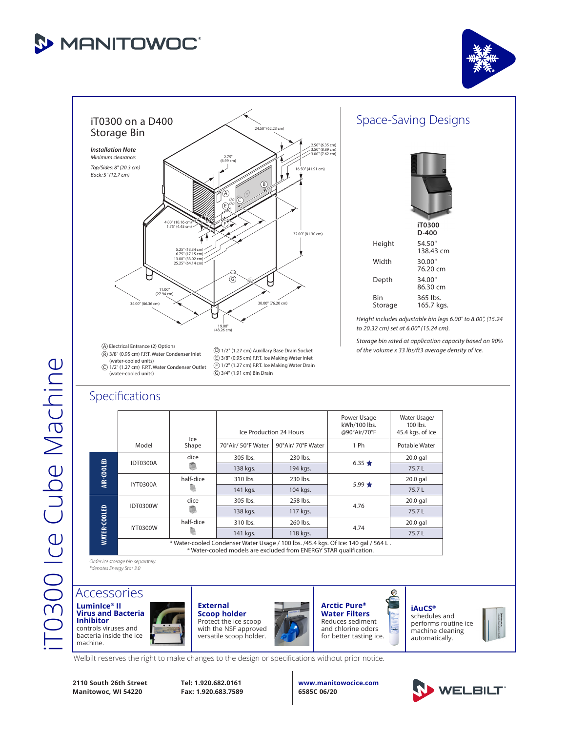# iT0300 Ice Cube Machine

## iT0300 on a D400 Storage Bin

***Installation Note***

*Minimum clearance:*

*Top/Sides: 8" (20.3 cm)*
*Back: 5" (12.7 cm)*

24.50" (62.23 cm)
2.50" (6.35 cm)
3.50" (8.89 cm)
3.00" (7.62 cm)
2.75" (6.99 cm)
16.50" (41.91 cm)
32.00" (81.30 cm)
4.00" (10.16 cm)
1.75" (4.45 cm)
5.25" (13.34 cm)
6.75" (17.15 cm)
13.00" (33.02 cm)
25.25" (64.14 cm)
11.00" (27.94 cm)
34.00" (86.36 cm)
30.00" (76.20 cm)
19.00" (48.26 cm)

Ⓐ Electrical Entrance (2) Options
Ⓑ 3/8" (0.95 cm) F.P.T. Water Condenser Inlet (water-cooled units)
Ⓒ 1/2" (1.27 cm) F.P.T. Water Condenser Outlet (water-cooled units)
Ⓓ 1/2" (1.27 cm) Auxillary Base Drain Socket
Ⓔ 3/8" (0.95 cm) F.P.T. Ice Making Water Inlet
Ⓕ 1/2" (1.27 cm) F.P.T. Ice Making Water Drain
Ⓖ 3/4" (1.91 cm) Bin Drain

## Space-Saving Designs

| | iT0300 D-400 |
|---|---|
| Height | 54.50" 138.43 cm |
| Width | 30.00" 76.20 cm |
| Depth | 34.00" 86.30 cm |
| Bin Storage | 365 lbs. 165.7 kgs. |

*Height includes adjustable bin legs 6.00" to 8.00", (15.24 to 20.32 cm) set at 6.00" (15.24 cm).*

*Storage bin rated at application capacity based on 90% of the volume x 33 lbs/ft3 average density of ice.*

## Specifications

| | Model | Ice Shape | Ice Production 24 Hours | | Power Usage kWh/100 lbs. @90°Air/70°F | Water Usage/ 100 lbs. 45.4 kgs. of Ice |
|---|---|---|---|---|---|---|
| | | | 70°Air/ 50°F Water | 90°Air/ 70°F Water | 1 Ph | Potable Water |
| AIR-COOLED | IDT0300A | dice | 305 lbs. | 230 lbs. | 6.35 ★ | 20.0 gal |
| | | | 138 kgs. | 194 kgs. | | 75.7 L |
| | IYT0300A | half-dice | 310 lbs. | 230 lbs. | 5.99 ★ | 20.0 gal |
| | | | 141 kgs. | 104 kgs. | | 75.7 L |
| WATER-COOLED | IDT0300W | dice | 305 lbs. | 258 lbs. | 4.76 | 20.0 gal |
| | | | 138 kgs. | 117 kgs. | | 75.7 L |
| | IYT0300W | half-dice | 310 lbs. | 260 lbs. | 4.74 | 20.0 gal |
| | | | 141 kgs. | 118 kgs. | | 75.7 L |

\* Water-cooled Condenser Water Usage / 100 lbs. /45.4 kgs. Of Ice: 140 gal / 564 L .
\* Water-cooled models are excluded from ENERGY STAR qualification.

*Order ice storage bin separately.*
*\*denotes Energy Star 3.0*

## Accessories

**LuminIce® II Virus and Bacteria Inhibitor** controls viruses and bacteria inside the ice machine.

**External Scoop holder** Protect the ice scoop with the NSF approved versatile scoop holder.

**Arctic Pure® Water Filters** Reduces sediment and chlorine odors for better tasting ice.

**iAuCS®** schedules and performs routine ice machine cleaning automatically.

Welbilt reserves the right to make changes to the design or specifications without prior notice.

**2110 South 26th Street**
**Manitowoc, WI 54220**

**Tel: 1.920.682.0161**
**Fax: 1.920.683.7589**

**www.manitowocice.com**
**6585C 06/20**